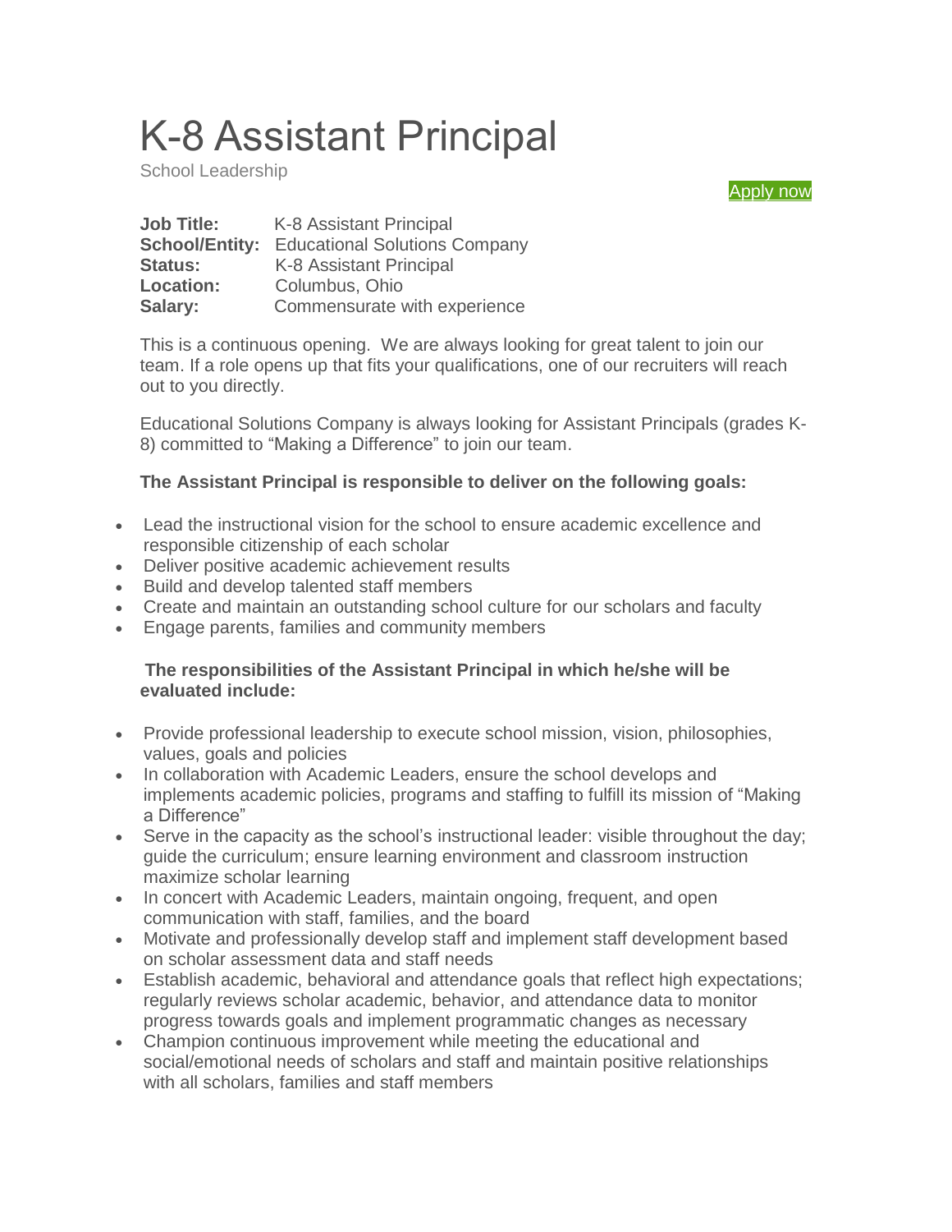# K-8 Assistant Principal

School Leadership

[Apply now]

| | |
|---|---|
| **Job Title:** | K-8 Assistant Principal |
| **School/Entity:** | Educational Solutions Company |
| **Status:** | K-8 Assistant Principal |
| **Location:** | Columbus, Ohio |
| **Salary:** | Commensurate with experience |

This is a continuous opening. We are always looking for great talent to join our team. If a role opens up that fits your qualifications, one of our recruiters will reach out to you directly.

Educational Solutions Company is always looking for Assistant Principals (grades K-8) committed to "Making a Difference" to join our team.

**The Assistant Principal is responsible to deliver on the following goals:**

- Lead the instructional vision for the school to ensure academic excellence and responsible citizenship of each scholar
- Deliver positive academic achievement results
- Build and develop talented staff members
- Create and maintain an outstanding school culture for our scholars and faculty
- Engage parents, families and community members

**The responsibilities of the Assistant Principal in which he/she will be evaluated include:**

- Provide professional leadership to execute school mission, vision, philosophies, values, goals and policies
- In collaboration with Academic Leaders, ensure the school develops and implements academic policies, programs and staffing to fulfill its mission of "Making a Difference"
- Serve in the capacity as the school's instructional leader: visible throughout the day; guide the curriculum; ensure learning environment and classroom instruction maximize scholar learning
- In concert with Academic Leaders, maintain ongoing, frequent, and open communication with staff, families, and the board
- Motivate and professionally develop staff and implement staff development based on scholar assessment data and staff needs
- Establish academic, behavioral and attendance goals that reflect high expectations; regularly reviews scholar academic, behavior, and attendance data to monitor progress towards goals and implement programmatic changes as necessary
- Champion continuous improvement while meeting the educational and social/emotional needs of scholars and staff and maintain positive relationships with all scholars, families and staff members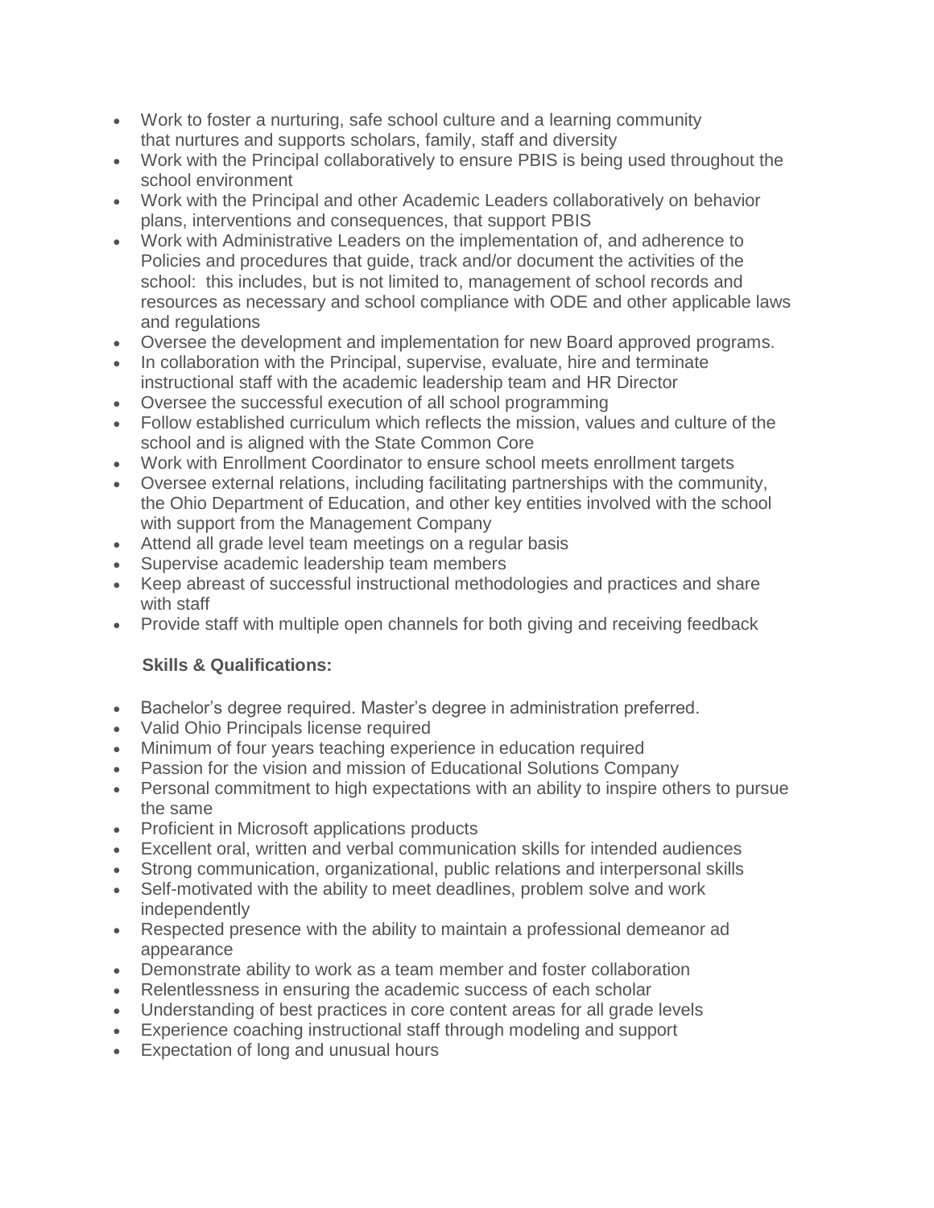- Work to foster a nurturing, safe school culture and a learning community that nurtures and supports scholars, family, staff and diversity
- Work with the Principal collaboratively to ensure PBIS is being used throughout the school environment
- Work with the Principal and other Academic Leaders collaboratively on behavior plans, interventions and consequences, that support PBIS
- Work with Administrative Leaders on the implementation of, and adherence to Policies and procedures that guide, track and/or document the activities of the school: this includes, but is not limited to, management of school records and resources as necessary and school compliance with ODE and other applicable laws and regulations
- Oversee the development and implementation for new Board approved programs.
- In collaboration with the Principal, supervise, evaluate, hire and terminate instructional staff with the academic leadership team and HR Director
- Oversee the successful execution of all school programming
- Follow established curriculum which reflects the mission, values and culture of the school and is aligned with the State Common Core
- Work with Enrollment Coordinator to ensure school meets enrollment targets
- Oversee external relations, including facilitating partnerships with the community, the Ohio Department of Education, and other key entities involved with the school with support from the Management Company
- Attend all grade level team meetings on a regular basis
- Supervise academic leadership team members
- Keep abreast of successful instructional methodologies and practices and share with staff
- Provide staff with multiple open channels for both giving and receiving feedback

**Skills & Qualifications:**

- Bachelor's degree required. Master's degree in administration preferred.
- Valid Ohio Principals license required
- Minimum of four years teaching experience in education required
- Passion for the vision and mission of Educational Solutions Company
- Personal commitment to high expectations with an ability to inspire others to pursue the same
- Proficient in Microsoft applications products
- Excellent oral, written and verbal communication skills for intended audiences
- Strong communication, organizational, public relations and interpersonal skills
- Self-motivated with the ability to meet deadlines, problem solve and work independently
- Respected presence with the ability to maintain a professional demeanor ad appearance
- Demonstrate ability to work as a team member and foster collaboration
- Relentlessness in ensuring the academic success of each scholar
- Understanding of best practices in core content areas for all grade levels
- Experience coaching instructional staff through modeling and support
- Expectation of long and unusual hours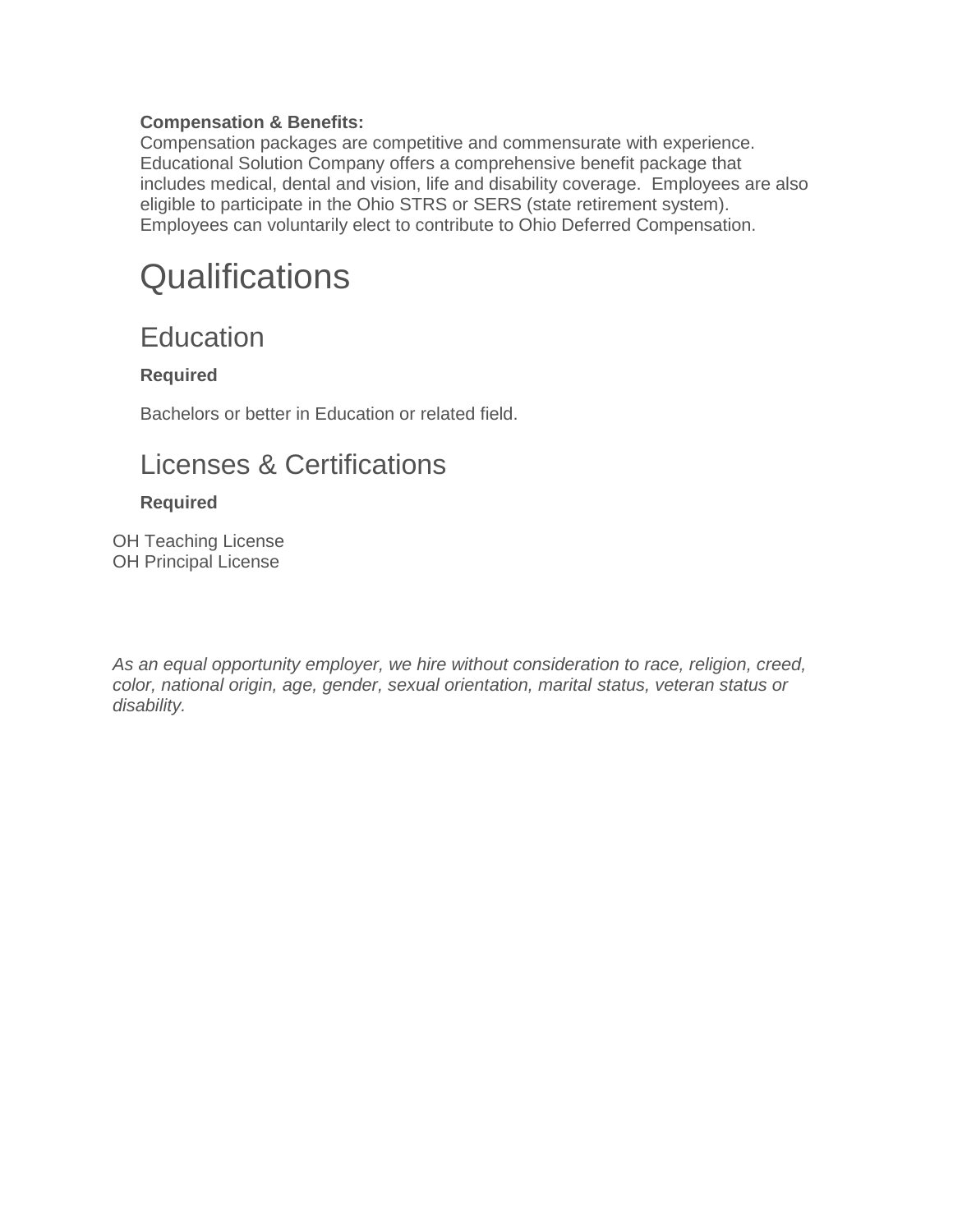**Compensation & Benefits:**
Compensation packages are competitive and commensurate with experience. Educational Solution Company offers a comprehensive benefit package that includes medical, dental and vision, life and disability coverage.  Employees are also eligible to participate in the Ohio STRS or SERS (state retirement system). Employees can voluntarily elect to contribute to Ohio Deferred Compensation.

# Qualifications

## Education

**Required**

Bachelors or better in Education or related field.

## Licenses & Certifications

**Required**

OH Teaching License
OH Principal License

*As an equal opportunity employer, we hire without consideration to race, religion, creed, color, national origin, age, gender, sexual orientation, marital status, veteran status or disability.*